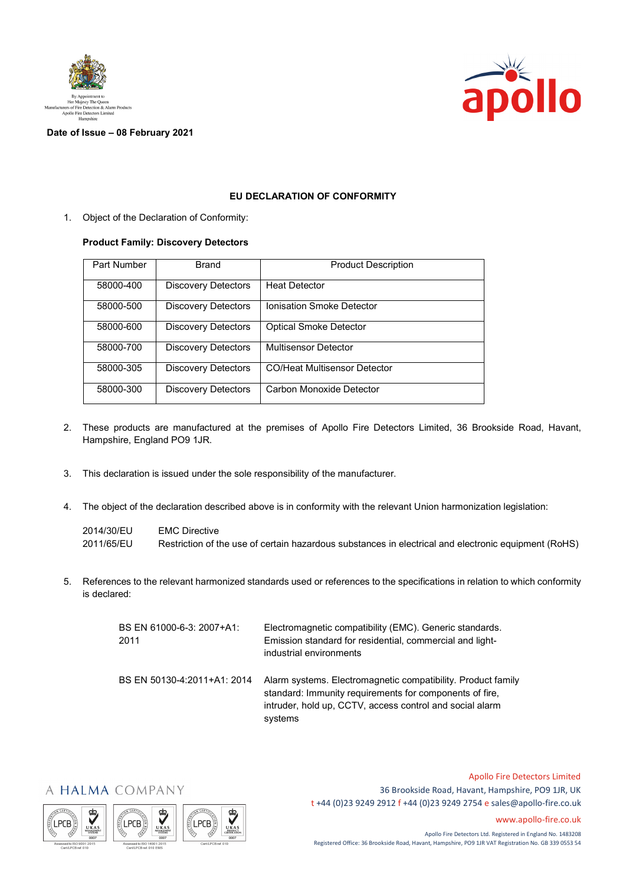By Appointment to
Her Majesty The Queen
Manufacturers of Fire Detection & Alarm Products
Apollo Fire Detectors Limited
Hampshire

**Date of Issue – 08 February 2021**

## EU DECLARATION OF CONFORMITY

1. Object of the Declaration of Conformity:

   **Product Family: Discovery Detectors**

| Part Number | Brand | Product Description |
|---|---|---|
| 58000-400 | Discovery Detectors | Heat Detector |
| 58000-500 | Discovery Detectors | Ionisation Smoke Detector |
| 58000-600 | Discovery Detectors | Optical Smoke Detector |
| 58000-700 | Discovery Detectors | Multisensor Detector |
| 58000-305 | Discovery Detectors | CO/Heat Multisensor Detector |
| 58000-300 | Discovery Detectors | Carbon Monoxide Detector |

2. These products are manufactured at the premises of Apollo Fire Detectors Limited, 36 Brookside Road, Havant, Hampshire, England PO9 1JR.

3. This declaration is issued under the sole responsibility of the manufacturer.

4. The object of the declaration described above is in conformity with the relevant Union harmonization legislation:

   2014/30/EU EMC Directive
   2011/65/EU Restriction of the use of certain hazardous substances in electrical and electronic equipment (RoHS)

5. References to the relevant harmonized standards used or references to the specifications in relation to which conformity is declared:

| | |
|---|---|
| BS EN 61000-6-3: 2007+A1: 2011 | Electromagnetic compatibility (EMC). Generic standards. Emission standard for residential, commercial and light-industrial environments |
| BS EN 50130-4:2011+A1: 2014 | Alarm systems. Electromagnetic compatibility. Product family standard: Immunity requirements for components of fire, intruder, hold up, CCTV, access control and social alarm systems |

A HALMA COMPANY

Assessed to ISO 9001:2015 Cert/LPCB ref. 010
Assessed to ISO 14001:2015 Cert/LPCB ref. 010 EMS
Cert/LPCB ref. 010

Apollo Fire Detectors Limited
36 Brookside Road, Havant, Hampshire, PO9 1JR, UK
t +44 (0)23 9249 2912 f +44 (0)23 9249 2754 e sales@apollo-fire.co.uk
www.apollo-fire.co.uk

Apollo Fire Detectors Ltd. Registered in England No. 1483208
Registered Office: 36 Brookside Road, Havant, Hampshire, PO9 1JR VAT Registration No. GB 339 0553 54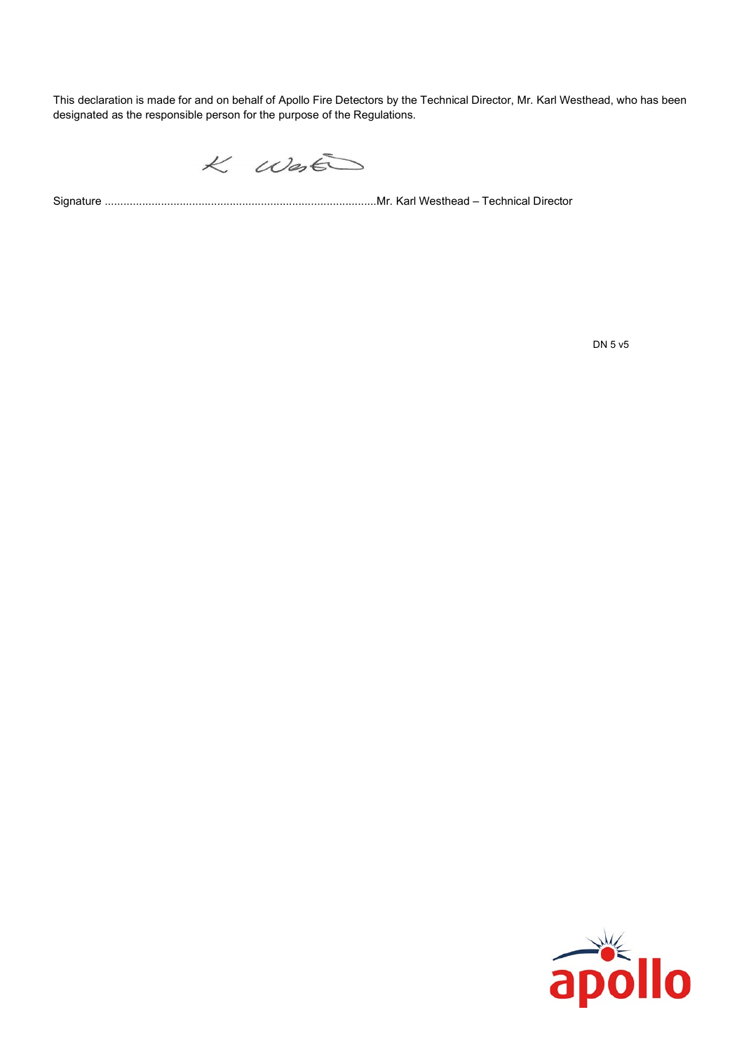This declaration is made for and on behalf of Apollo Fire Detectors by the Technical Director, Mr. Karl Westhead, who has been designated as the responsible person for the purpose of the Regulations.

Signature ......................................................................................Mr. Karl Westhead – Technical Director

DN 5 v5